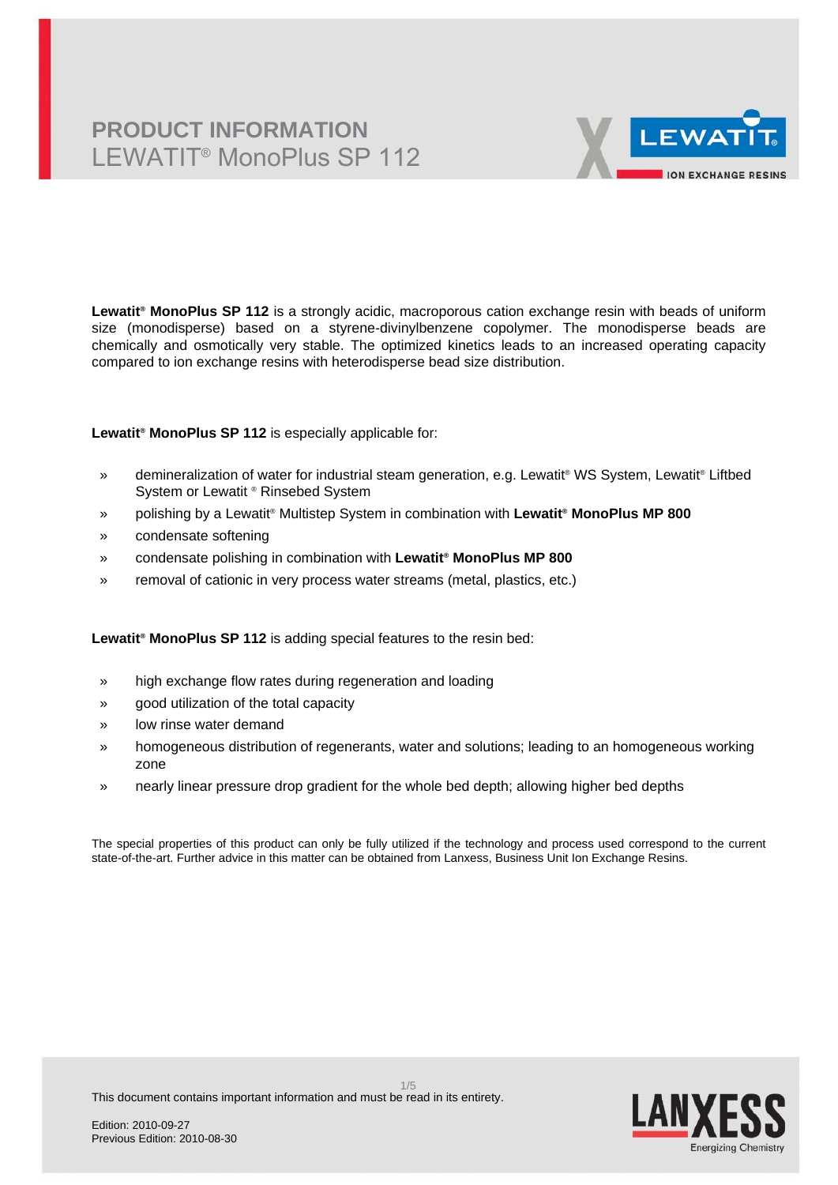# PRODUCT INFORMATION

## LEWATIT® MonoPlus SP 112

**Lewatit® MonoPlus SP 112** is a strongly acidic, macroporous cation exchange resin with beads of uniform size (monodisperse) based on a styrene-divinylbenzene copolymer. The monodisperse beads are chemically and osmotically very stable. The optimized kinetics leads to an increased operating capacity compared to ion exchange resins with heterodisperse bead size distribution.

**Lewatit® MonoPlus SP 112** is especially applicable for:

- demineralization of water for industrial steam generation, e.g. Lewatit® WS System, Lewatit® Liftbed System or Lewatit ® Rinsebed System
- polishing by a Lewatit® Multistep System in combination with **Lewatit® MonoPlus MP 800**
- condensate softening
- condensate polishing in combination with **Lewatit® MonoPlus MP 800**
- removal of cationic in very process water streams (metal, plastics, etc.)

**Lewatit® MonoPlus SP 112** is adding special features to the resin bed:

- high exchange flow rates during regeneration and loading
- good utilization of the total capacity
- low rinse water demand
- homogeneous distribution of regenerants, water and solutions; leading to an homogeneous working zone
- nearly linear pressure drop gradient for the whole bed depth; allowing higher bed depths

The special properties of this product can only be fully utilized if the technology and process used correspond to the current state-of-the-art. Further advice in this matter can be obtained from Lanxess, Business Unit Ion Exchange Resins.

This document contains important information and must be read in its entirety.

Edition: 2010-09-27
Previous Edition: 2010-08-30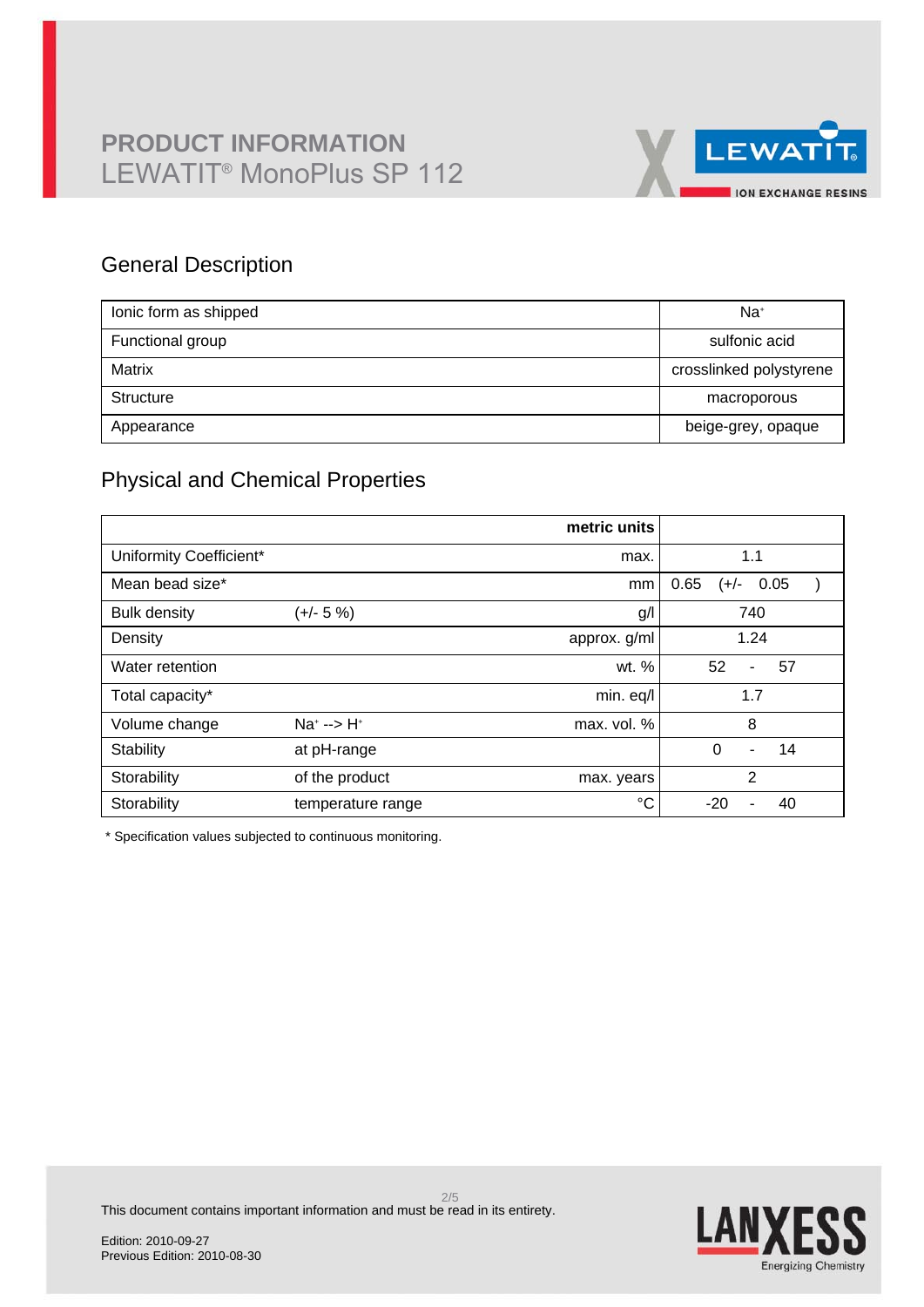# PRODUCT INFORMATION

LEWATIT® MonoPlus SP 112

## General Description

| | |
|---|---|
| Ionic form as shipped | $Na^+$ |
| Functional group | sulfonic acid |
| Matrix | crosslinked polystyrene |
| Structure | macroporous |
| Appearance | beige-grey, opaque |

## Physical and Chemical Properties

| | | metric units | |
|---|---|---|---|
| Uniformity Coefficient* | | max. | 1.1 |
| Mean bead size* | | mm | 0.65 (+/- 0.05 ) |
| Bulk density | (+/- 5 %) | g/l | 740 |
| Density | | approx. g/ml | 1.24 |
| Water retention | | wt. % | 52 - 57 |
| Total capacity* | | min. eq/l | 1.7 |
| Volume change | $Na^+$ --> $H^+$ | max. vol. % | 8 |
| Stability | at pH-range | | 0 - 14 |
| Storability | of the product | max. years | 2 |
| Storability | temperature range | °C | -20 - 40 |

* Specification values subjected to continuous monitoring.

This document contains important information and must be read in its entirety.

Edition: 2010-09-27
Previous Edition: 2010-08-30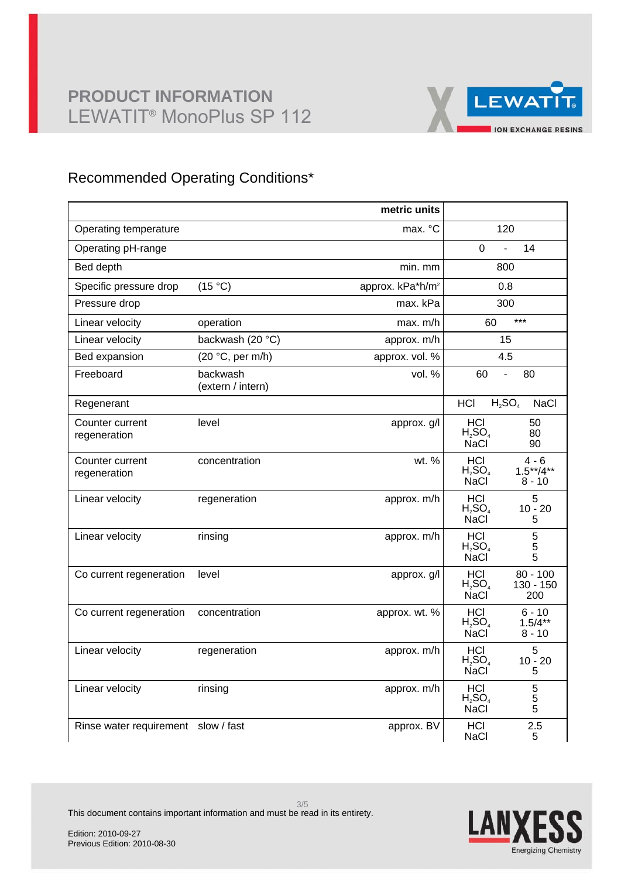# PRODUCT INFORMATION
## LEWATIT® MonoPlus SP 112

### Recommended Operating Conditions*

| | | metric units | |
|---|---|---|---|
| Operating temperature | | max. °C | 120 |
| Operating pH-range | | | 0 - 14 |
| Bed depth | | min. mm | 800 |
| Specific pressure drop | (15 °C) | approx. kPa*h/m² | 0.8 |
| Pressure drop | | max. kPa | 300 |
| Linear velocity | operation | max. m/h | 60 *** |
| Linear velocity | backwash (20 °C) | approx. m/h | 15 |
| Bed expansion | (20 °C, per m/h) | approx. vol. % | 4.5 |
| Freeboard | backwash (extern / intern) | vol. % | 60 - 80 |
| Regenerant | | | HCl $H_2SO_4$ NaCl |
| Counter current regeneration | level | approx. g/l | HCl 50<br>$H_2SO_4$ 80<br>NaCl 90 |
| Counter current regeneration | concentration | wt. % | HCl 4 - 6<br>$H_2SO_4$ 1.5**/4**<br>NaCl 8 - 10 |
| Linear velocity | regeneration | approx. m/h | HCl 5<br>$H_2SO_4$ 10 - 20<br>NaCl 5 |
| Linear velocity | rinsing | approx. m/h | HCl 5<br>$H_2SO_4$ 5<br>NaCl 5 |
| Co current regeneration | level | approx. g/l | HCl 80 - 100<br>$H_2SO_4$ 130 - 150<br>NaCl 200 |
| Co current regeneration | concentration | approx. wt. % | HCl 6 - 10<br>$H_2SO_4$ 1.5/4**<br>NaCl 8 - 10 |
| Linear velocity | regeneration | approx. m/h | HCl 5<br>$H_2SO_4$ 10 - 20<br>NaCl 5 |
| Linear velocity | rinsing | approx. m/h | HCl 5<br>$H_2SO_4$ 5<br>NaCl 5 |
| Rinse water requirement | slow / fast | approx. BV | HCl 2.5<br>NaCl 5 |

This document contains important information and must be read in its entirety.

Edition: 2010-09-27
Previous Edition: 2010-08-30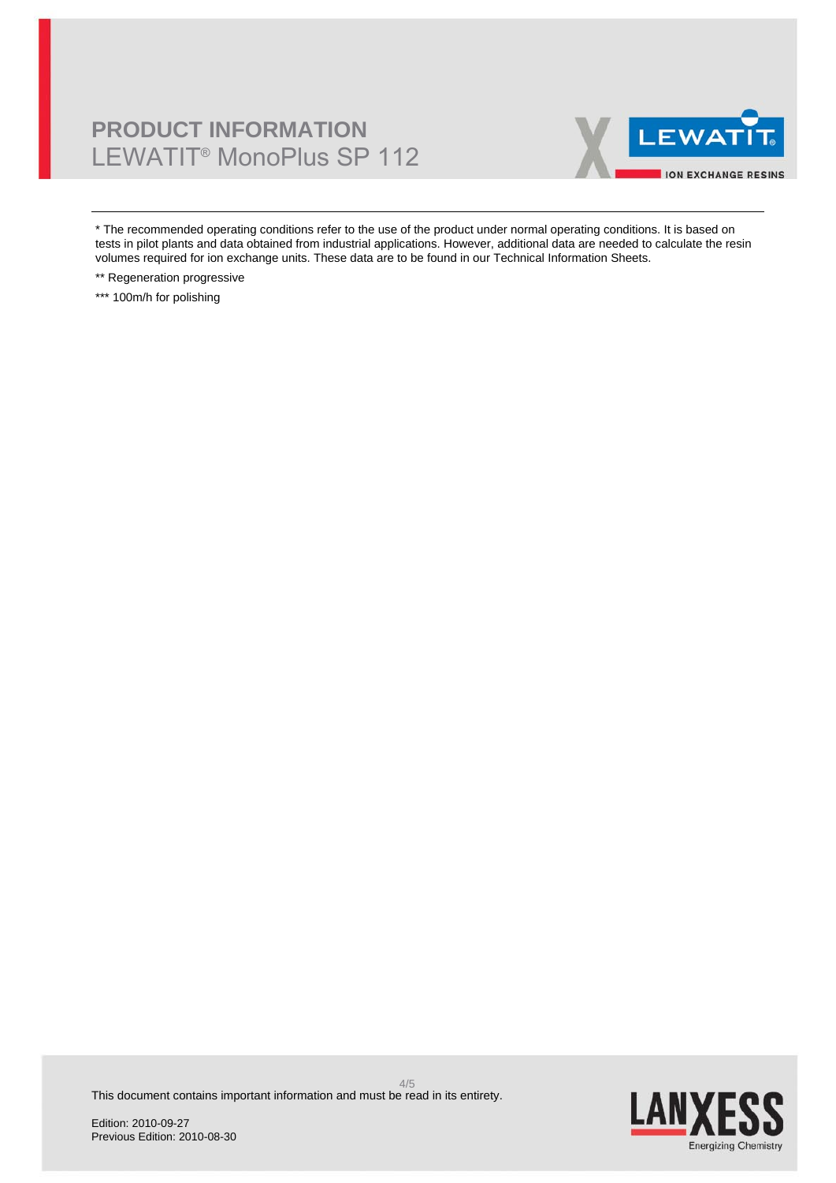\* The recommended operating conditions refer to the use of the product under normal operating conditions. It is based on tests in pilot plants and data obtained from industrial applications. However, additional data are needed to calculate the resin volumes required for ion exchange units. These data are to be found in our Technical Information Sheets.

\*\* Regeneration progressive

\*\*\* 100m/h for polishing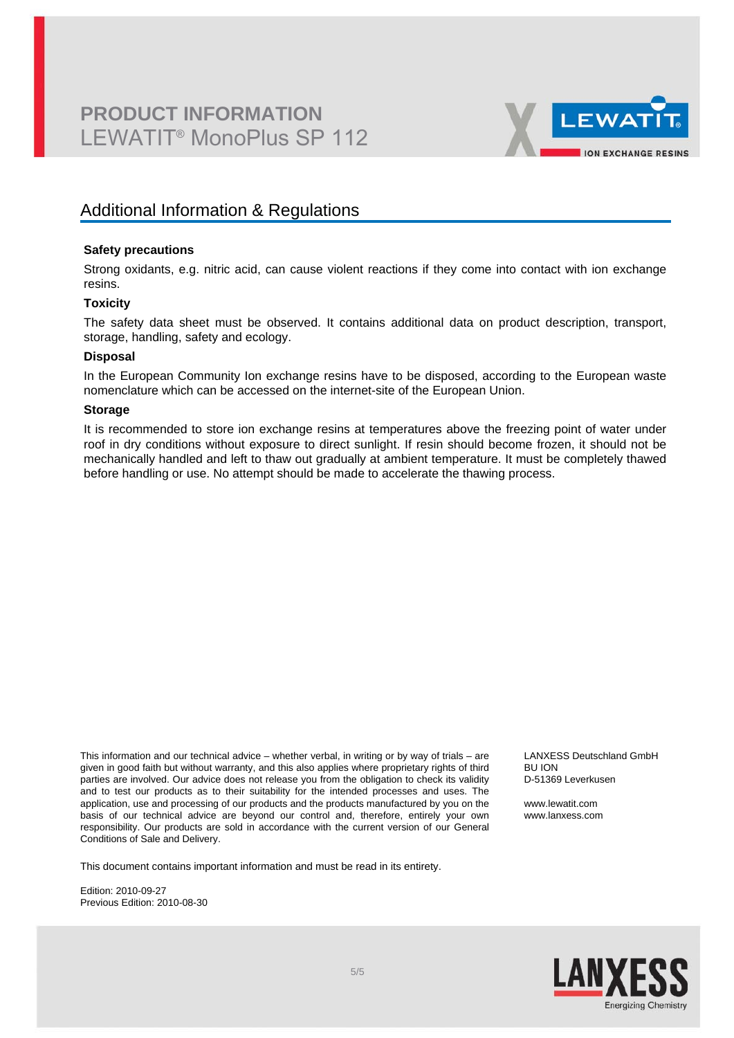## Additional Information & Regulations

**Safety precautions**

Strong oxidants, e.g. nitric acid, can cause violent reactions if they come into contact with ion exchange resins.

**Toxicity**

The safety data sheet must be observed. It contains additional data on product description, transport, storage, handling, safety and ecology.

**Disposal**

In the European Community Ion exchange resins have to be disposed, according to the European waste nomenclature which can be accessed on the internet-site of the European Union.

**Storage**

It is recommended to store ion exchange resins at temperatures above the freezing point of water under roof in dry conditions without exposure to direct sunlight. If resin should become frozen, it should not be mechanically handled and left to thaw out gradually at ambient temperature. It must be completely thawed before handling or use. No attempt should be made to accelerate the thawing process.

This information and our technical advice – whether verbal, in writing or by way of trials – are given in good faith but without warranty, and this also applies where proprietary rights of third parties are involved. Our advice does not release you from the obligation to check its validity and to test our products as to their suitability for the intended processes and uses. The application, use and processing of our products and the products manufactured by you on the basis of our technical advice are beyond our control and, therefore, entirely your own responsibility. Our products are sold in accordance with the current version of our General Conditions of Sale and Delivery.

LANXESS Deutschland GmbH
BU ION
D-51369 Leverkusen

www.lewatit.com
www.lanxess.com

This document contains important information and must be read in its entirety.

Edition: 2010-09-27
Previous Edition: 2010-08-30